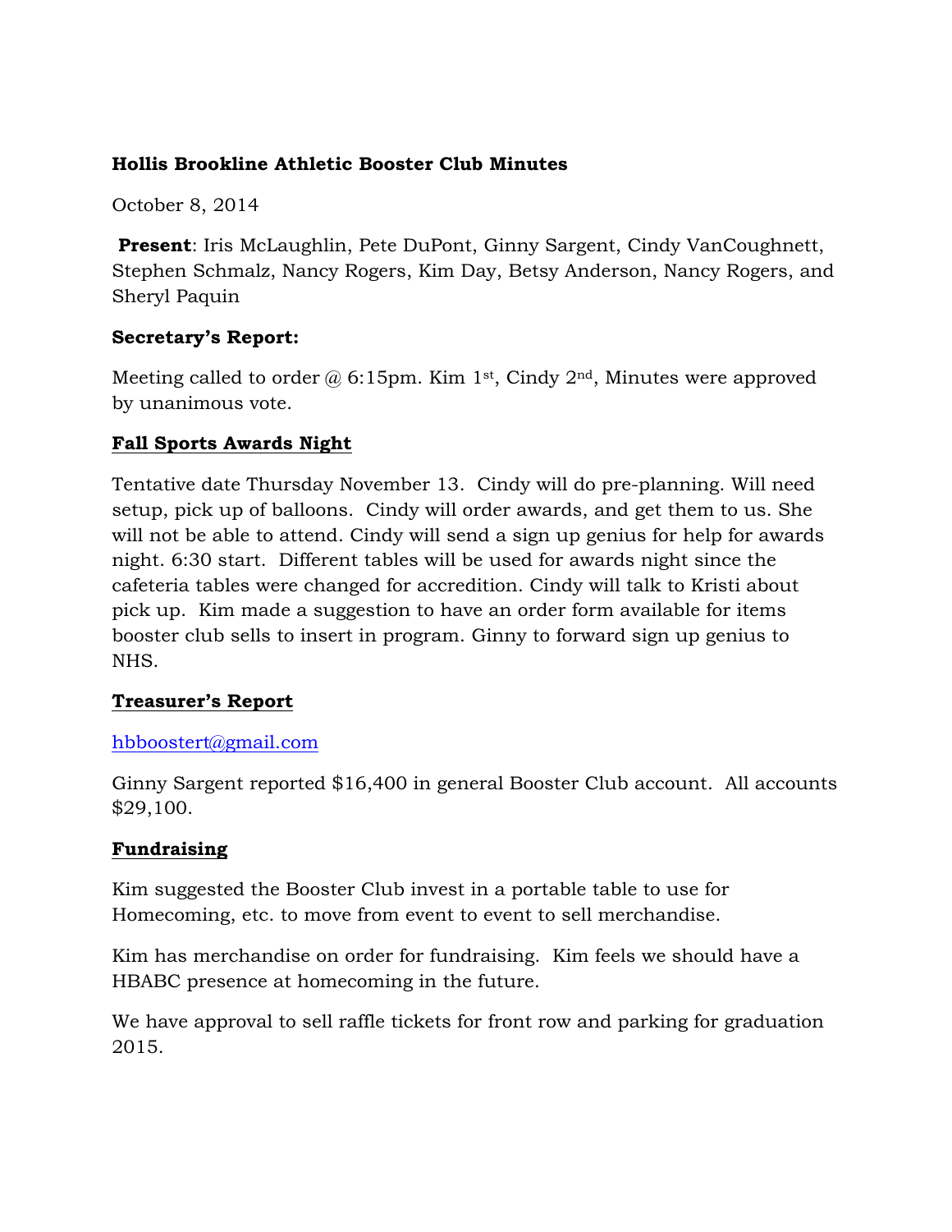**Hollis Brookline Athletic Booster Club Minutes**

October 8, 2014

**Present**: Iris McLaughlin, Pete DuPont, Ginny Sargent, Cindy VanCoughnett, Stephen Schmalz, Nancy Rogers, Kim Day, Betsy Anderson, Nancy Rogers, and Sheryl Paquin

**Secretary's Report:**

Meeting called to order @ 6:15pm. Kim 1st, Cindy 2nd, Minutes were approved by unanimous vote.

**Fall Sports Awards Night**

Tentative date Thursday November 13. Cindy will do pre-planning. Will need setup, pick up of balloons. Cindy will order awards, and get them to us. She will not be able to attend. Cindy will send a sign up genius for help for awards night. 6:30 start. Different tables will be used for awards night since the cafeteria tables were changed for accredition. Cindy will talk to Kristi about pick up. Kim made a suggestion to have an order form available for items booster club sells to insert in program. Ginny to forward sign up genius to NHS.

**Treasurer's Report**

hbboostert@gmail.com

Ginny Sargent reported $16,400 in general Booster Club account. All accounts $29,100.

**Fundraising**

Kim suggested the Booster Club invest in a portable table to use for Homecoming, etc. to move from event to event to sell merchandise.

Kim has merchandise on order for fundraising. Kim feels we should have a HBABC presence at homecoming in the future.

We have approval to sell raffle tickets for front row and parking for graduation 2015.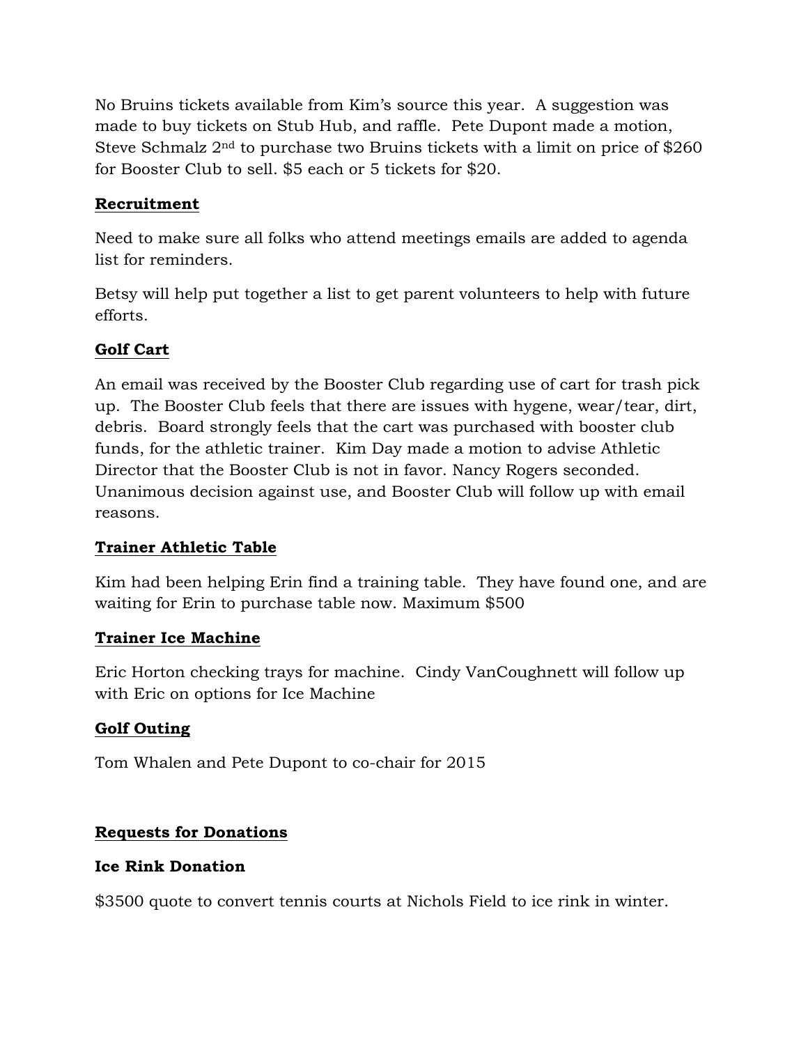No Bruins tickets available from Kim's source this year. A suggestion was made to buy tickets on Stub Hub, and raffle. Pete Dupont made a motion, Steve Schmalz 2nd to purchase two Bruins tickets with a limit on price of $260 for Booster Club to sell. $5 each or 5 tickets for $20.

**Recruitment**

Need to make sure all folks who attend meetings emails are added to agenda list for reminders.

Betsy will help put together a list to get parent volunteers to help with future efforts.

**Golf Cart**

An email was received by the Booster Club regarding use of cart for trash pick up. The Booster Club feels that there are issues with hygene, wear/tear, dirt, debris. Board strongly feels that the cart was purchased with booster club funds, for the athletic trainer. Kim Day made a motion to advise Athletic Director that the Booster Club is not in favor. Nancy Rogers seconded. Unanimous decision against use, and Booster Club will follow up with email reasons.

**Trainer Athletic Table**

Kim had been helping Erin find a training table. They have found one, and are waiting for Erin to purchase table now. Maximum $500

**Trainer Ice Machine**

Eric Horton checking trays for machine. Cindy VanCoughnett will follow up with Eric on options for Ice Machine

**Golf Outing**

Tom Whalen and Pete Dupont to co-chair for 2015

**Requests for Donations**

**Ice Rink Donation**

$3500 quote to convert tennis courts at Nichols Field to ice rink in winter.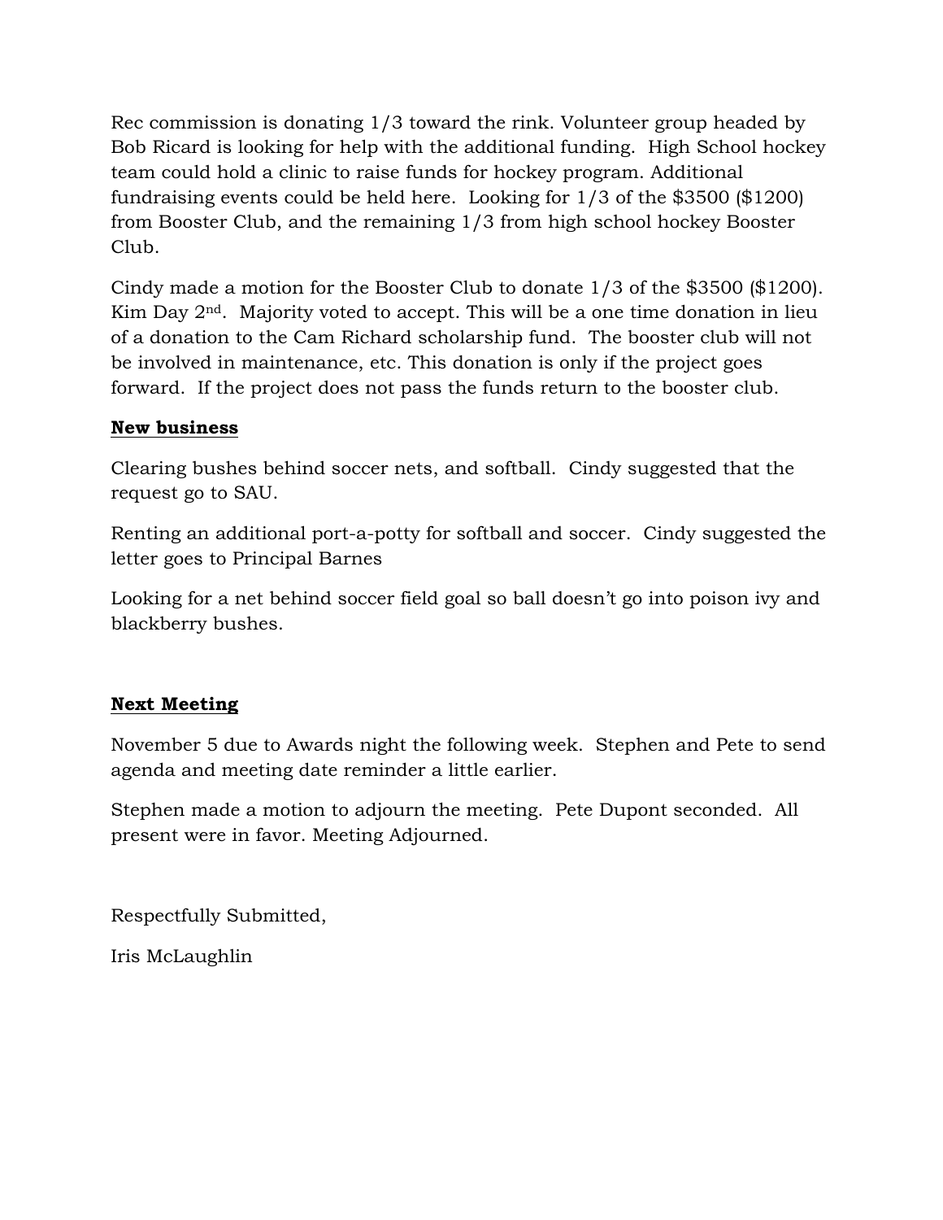Rec commission is donating 1/3 toward the rink. Volunteer group headed by Bob Ricard is looking for help with the additional funding.  High School hockey team could hold a clinic to raise funds for hockey program. Additional fundraising events could be held here.  Looking for 1/3 of the $3500 ($1200) from Booster Club, and the remaining 1/3 from high school hockey Booster Club.

Cindy made a motion for the Booster Club to donate 1/3 of the $3500 ($1200). Kim Day 2nd.  Majority voted to accept. This will be a one time donation in lieu of a donation to the Cam Richard scholarship fund.  The booster club will not be involved in maintenance, etc. This donation is only if the project goes forward.  If the project does not pass the funds return to the booster club.

**New business**

Clearing bushes behind soccer nets, and softball.  Cindy suggested that the request go to SAU.

Renting an additional port-a-potty for softball and soccer.  Cindy suggested the letter goes to Principal Barnes

Looking for a net behind soccer field goal so ball doesn't go into poison ivy and blackberry bushes.

**Next Meeting**

November 5 due to Awards night the following week.  Stephen and Pete to send agenda and meeting date reminder a little earlier.

Stephen made a motion to adjourn the meeting.  Pete Dupont seconded.  All present were in favor. Meeting Adjourned.

Respectfully Submitted,

Iris McLaughlin